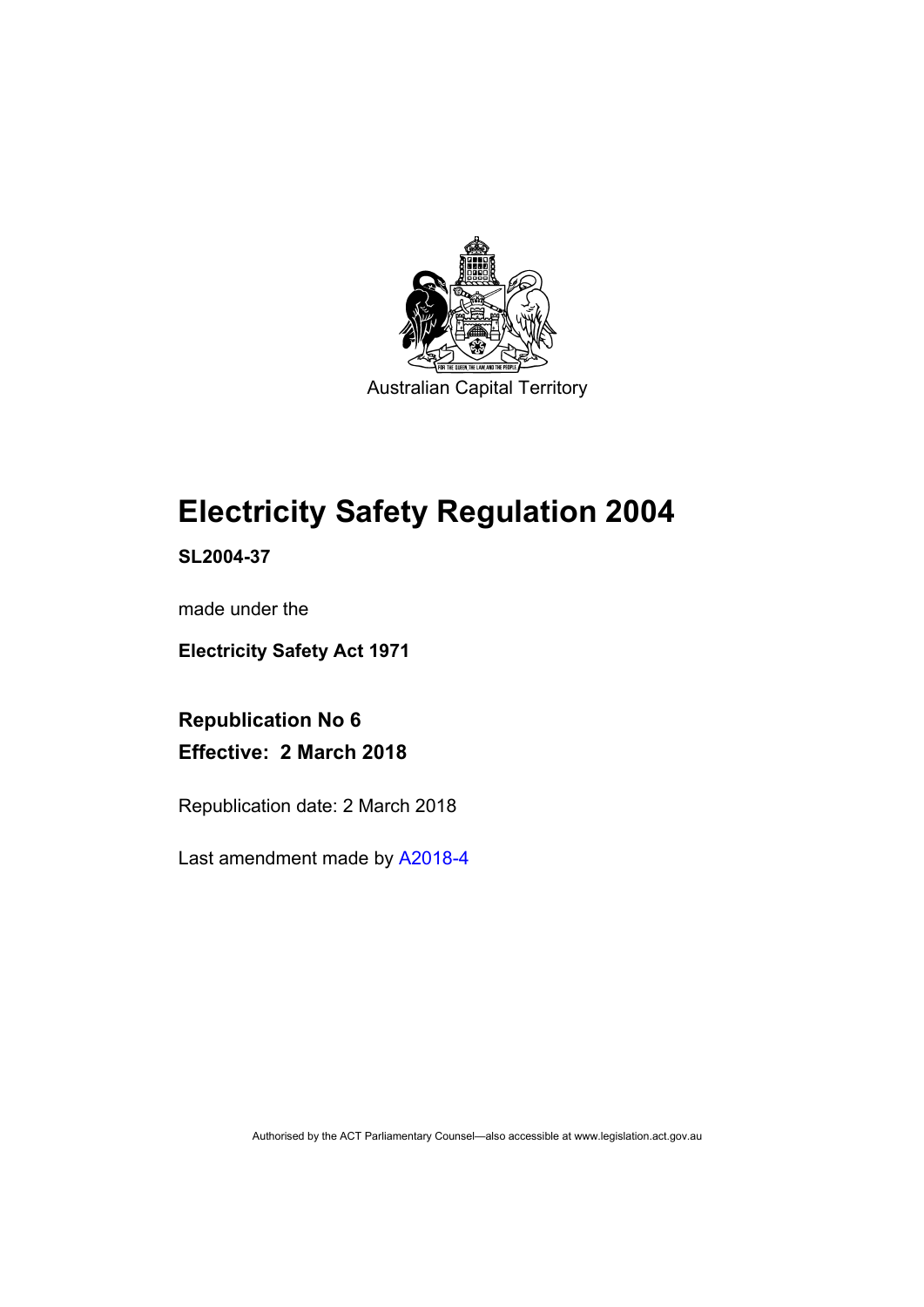Australian Capital Territory

# Electricity Safety Regulation 2004

**SL2004-37**

made under the

**Electricity Safety Act 1971**

**Republication No 6**
**Effective: 2 March 2018**

Republication date: 2 March 2018

Last amendment made by A2018-4

Authorised by the ACT Parliamentary Counsel—also accessible at www.legislation.act.gov.au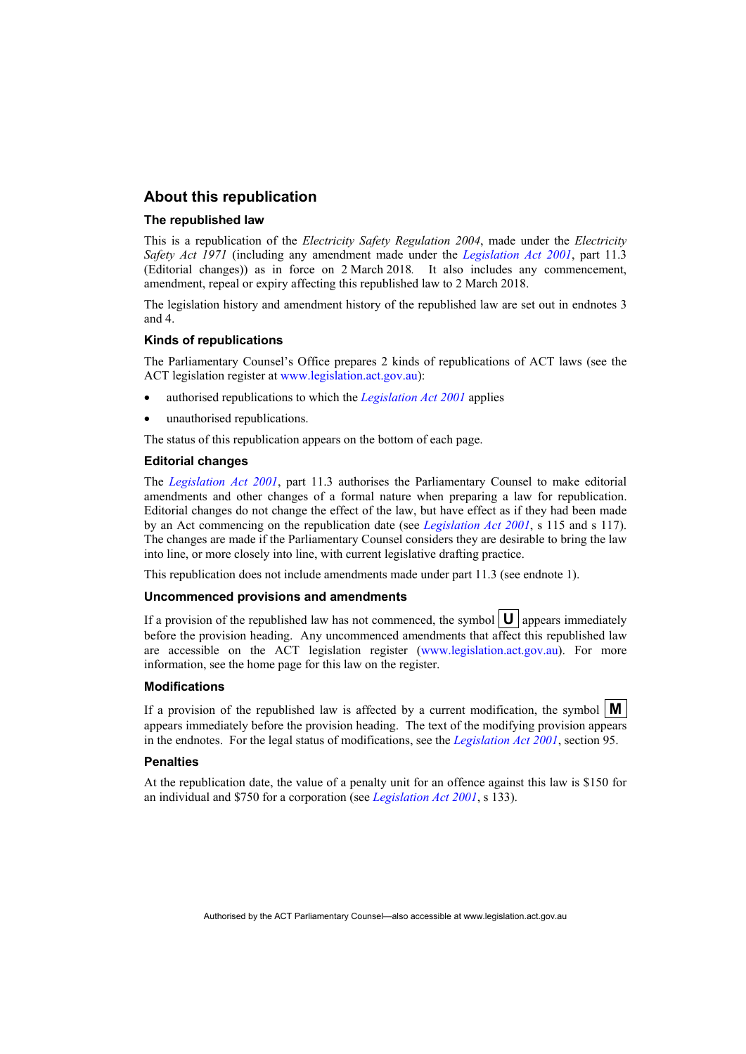## About this republication

### The republished law

This is a republication of the *Electricity Safety Regulation 2004*, made under the *Electricity Safety Act 1971* (including any amendment made under the *Legislation Act 2001*, part 11.3 (Editorial changes)) as in force on 2 March 2018*.* It also includes any commencement, amendment, repeal or expiry affecting this republished law to 2 March 2018.

The legislation history and amendment history of the republished law are set out in endnotes 3 and 4.

### Kinds of republications

The Parliamentary Counsel's Office prepares 2 kinds of republications of ACT laws (see the ACT legislation register at www.legislation.act.gov.au):

- authorised republications to which the *Legislation Act 2001* applies
- unauthorised republications.

The status of this republication appears on the bottom of each page.

### Editorial changes

The *Legislation Act 2001*, part 11.3 authorises the Parliamentary Counsel to make editorial amendments and other changes of a formal nature when preparing a law for republication. Editorial changes do not change the effect of the law, but have effect as if they had been made by an Act commencing on the republication date (see *Legislation Act 2001*, s 115 and s 117). The changes are made if the Parliamentary Counsel considers they are desirable to bring the law into line, or more closely into line, with current legislative drafting practice.

This republication does not include amendments made under part 11.3 (see endnote 1).

### Uncommenced provisions and amendments

If a provision of the republished law has not commenced, the symbol **U** appears immediately before the provision heading. Any uncommenced amendments that affect this republished law are accessible on the ACT legislation register (www.legislation.act.gov.au). For more information, see the home page for this law on the register.

### Modifications

If a provision of the republished law is affected by a current modification, the symbol **M** appears immediately before the provision heading. The text of the modifying provision appears in the endnotes. For the legal status of modifications, see the *Legislation Act 2001*, section 95.

### Penalties

At the republication date, the value of a penalty unit for an offence against this law is $150 for an individual and $750 for a corporation (see *Legislation Act 2001*, s 133).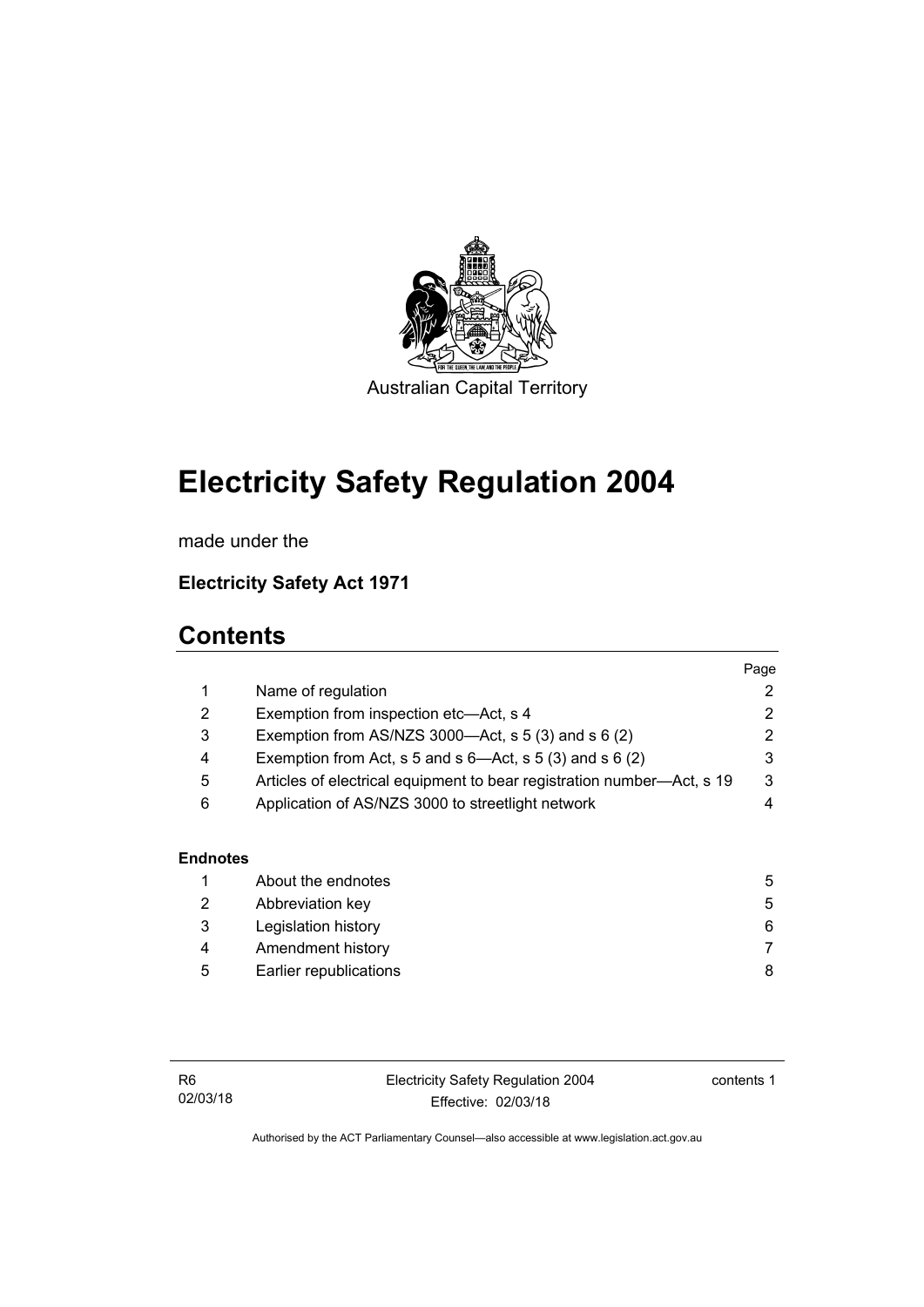Australian Capital Territory

# Electricity Safety Regulation 2004

made under the

**Electricity Safety Act 1971**

## Contents

| | | Page |
|---|---|---|
| 1 | Name of regulation | 2 |
| 2 | Exemption from inspection etc—Act, s 4 | 2 |
| 3 | Exemption from AS/NZS 3000—Act, s 5 (3) and s 6 (2) | 2 |
| 4 | Exemption from Act, s 5 and s 6—Act, s 5 (3) and s 6 (2) | 3 |
| 5 | Articles of electrical equipment to bear registration number—Act, s 19 | 3 |
| 6 | Application of AS/NZS 3000 to streetlight network | 4 |

**Endnotes**

| | | |
|---|---|---|
| 1 | About the endnotes | 5 |
| 2 | Abbreviation key | 5 |
| 3 | Legislation history | 6 |
| 4 | Amendment history | 7 |
| 5 | Earlier republications | 8 |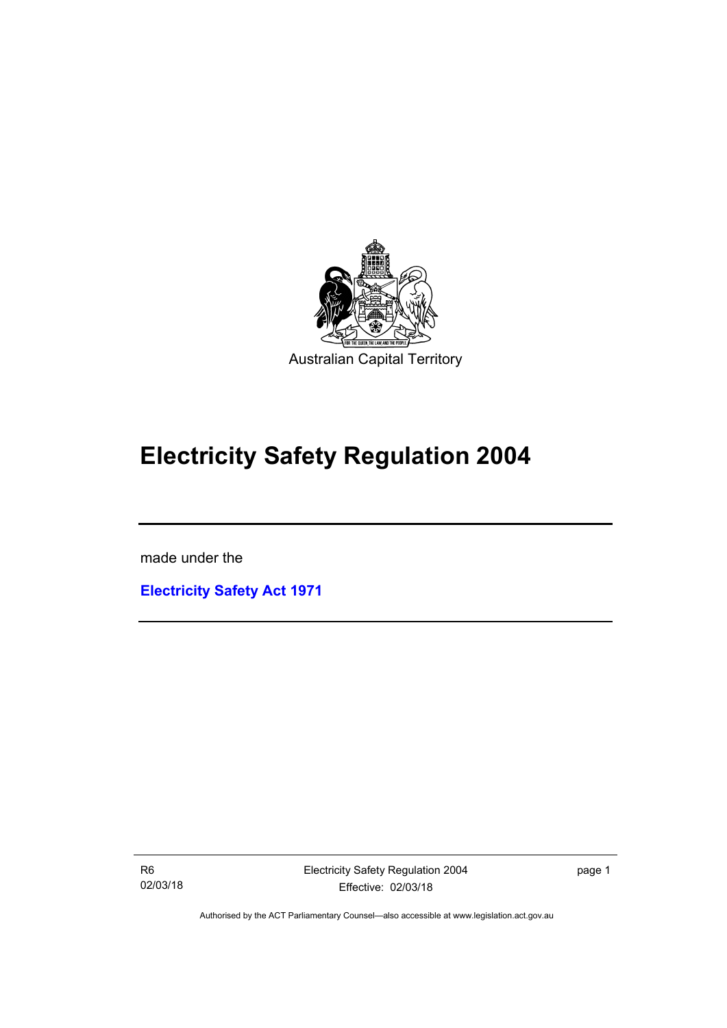Australian Capital Territory

# Electricity Safety Regulation 2004

made under the

**Electricity Safety Act 1971**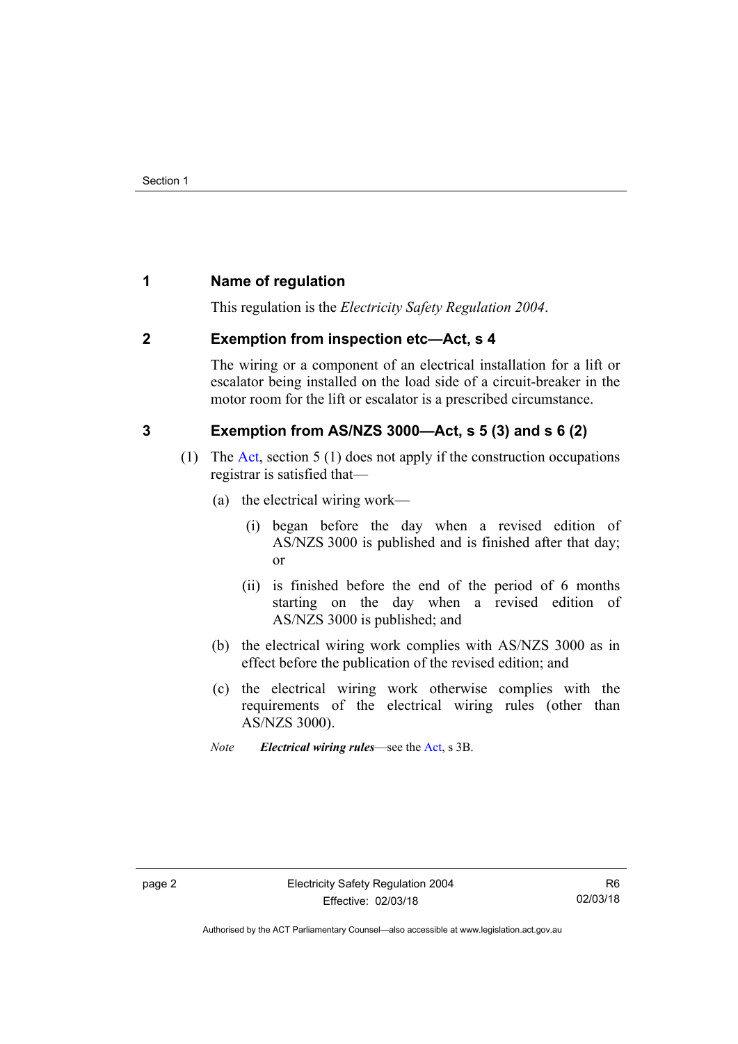## 1 Name of regulation

This regulation is the *Electricity Safety Regulation 2004*.

## 2 Exemption from inspection etc—Act, s 4

The wiring or a component of an electrical installation for a lift or escalator being installed on the load side of a circuit-breaker in the motor room for the lift or escalator is a prescribed circumstance.

## 3 Exemption from AS/NZS 3000—Act, s 5 (3) and s 6 (2)

(1) The Act, section 5 (1) does not apply if the construction occupations registrar is satisfied that—

(a) the electrical wiring work—

(i) began before the day when a revised edition of AS/NZS 3000 is published and is finished after that day; or

(ii) is finished before the end of the period of 6 months starting on the day when a revised edition of AS/NZS 3000 is published; and

(b) the electrical wiring work complies with AS/NZS 3000 as in effect before the publication of the revised edition; and

(c) the electrical wiring work otherwise complies with the requirements of the electrical wiring rules (other than AS/NZS 3000).

*Note* ***Electrical wiring rules***—see the Act, s 3B.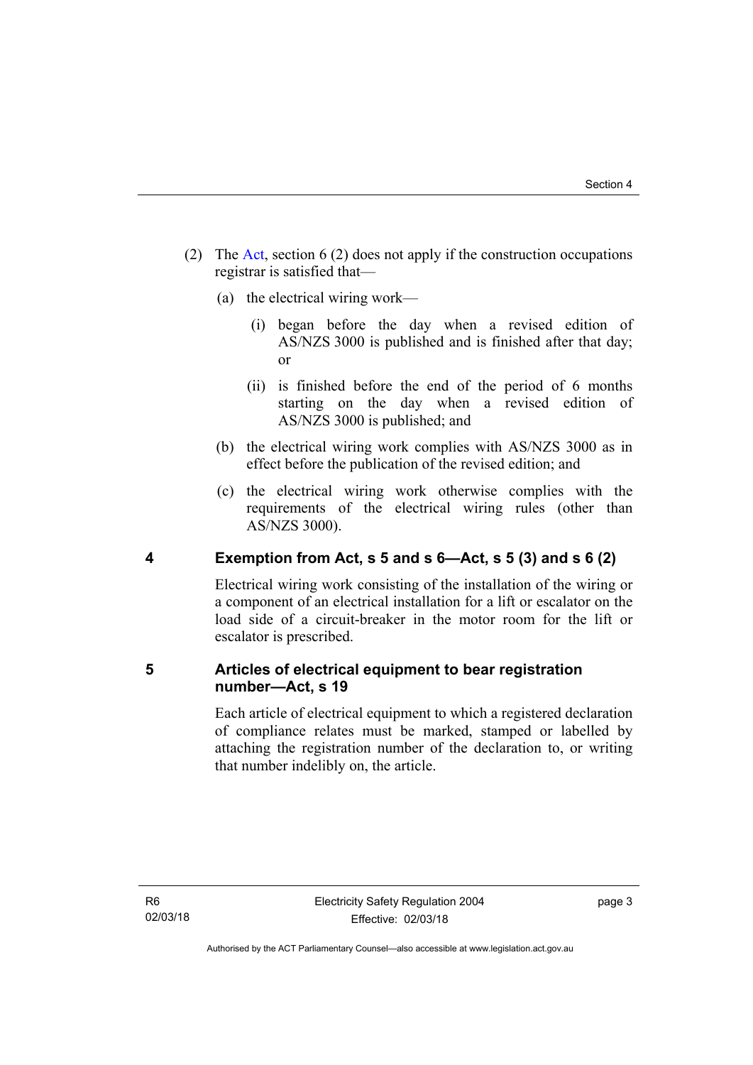(2) The Act, section 6 (2) does not apply if the construction occupations registrar is satisfied that—

(a) the electrical wiring work—

(i) began before the day when a revised edition of AS/NZS 3000 is published and is finished after that day; or

(ii) is finished before the end of the period of 6 months starting on the day when a revised edition of AS/NZS 3000 is published; and

(b) the electrical wiring work complies with AS/NZS 3000 as in effect before the publication of the revised edition; and

(c) the electrical wiring work otherwise complies with the requirements of the electrical wiring rules (other than AS/NZS 3000).

## 4 Exemption from Act, s 5 and s 6—Act, s 5 (3) and s 6 (2)

Electrical wiring work consisting of the installation of the wiring or a component of an electrical installation for a lift or escalator on the load side of a circuit-breaker in the motor room for the lift or escalator is prescribed.

## 5 Articles of electrical equipment to bear registration number—Act, s 19

Each article of electrical equipment to which a registered declaration of compliance relates must be marked, stamped or labelled by attaching the registration number of the declaration to, or writing that number indelibly on, the article.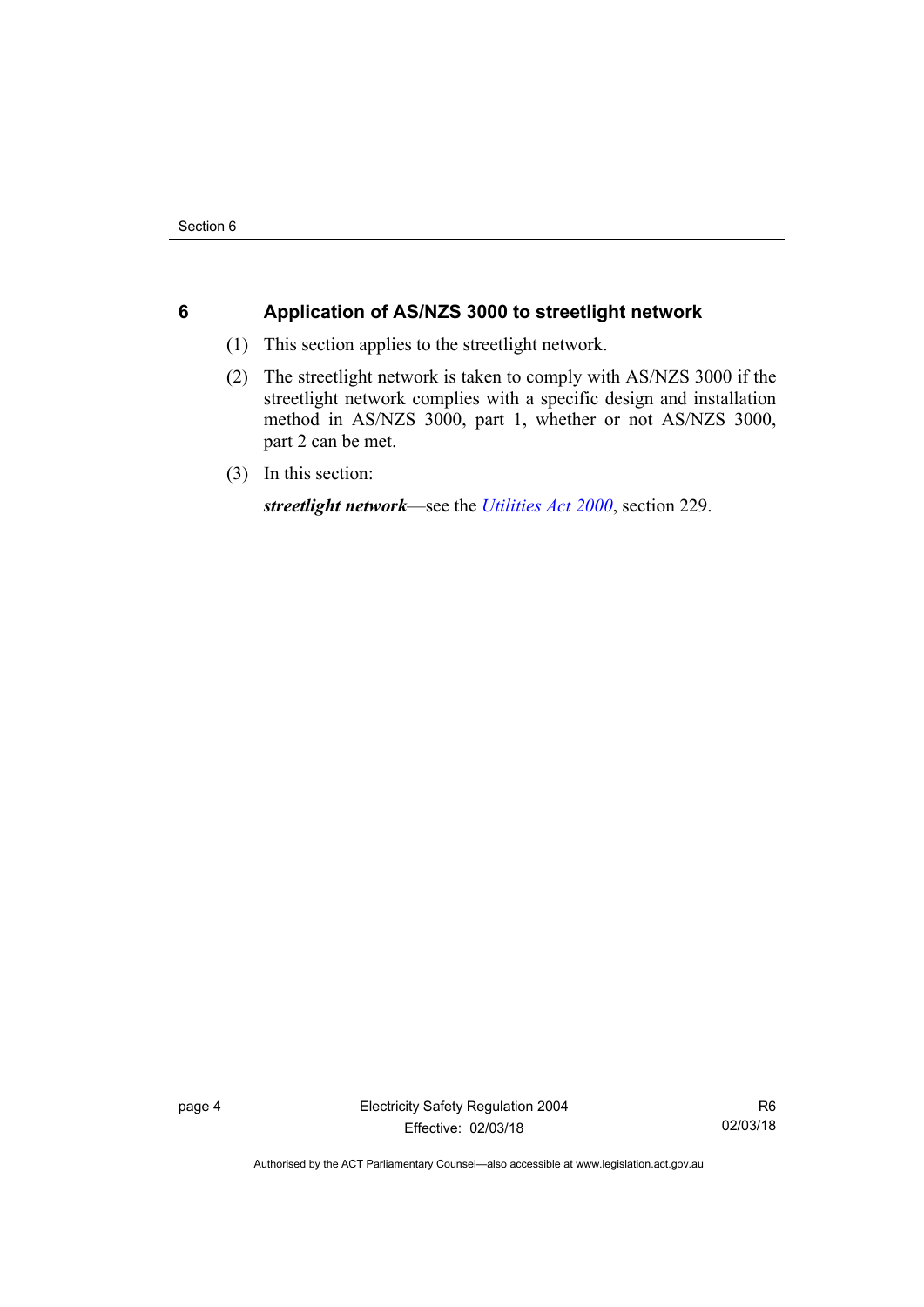## 6 Application of AS/NZS 3000 to streetlight network

(1) This section applies to the streetlight network.

(2) The streetlight network is taken to comply with AS/NZS 3000 if the streetlight network complies with a specific design and installation method in AS/NZS 3000, part 1, whether or not AS/NZS 3000, part 2 can be met.

(3) In this section:

***streetlight network***—see the *Utilities Act 2000*, section 229.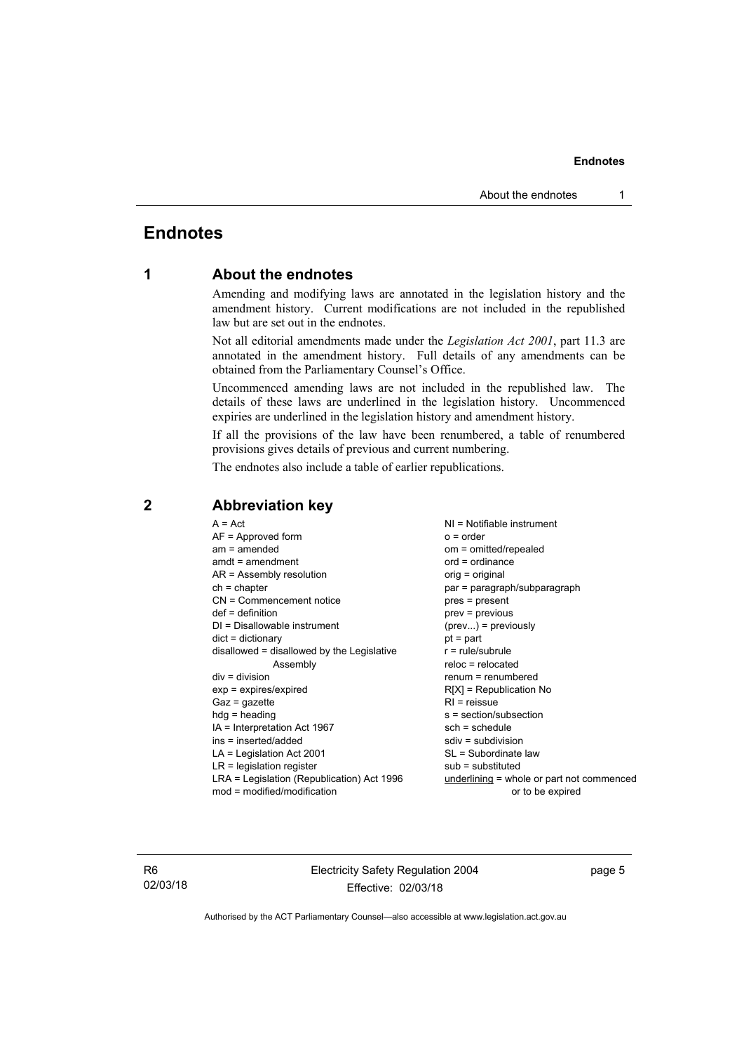# Endnotes

## 1 About the endnotes

Amending and modifying laws are annotated in the legislation history and the amendment history. Current modifications are not included in the republished law but are set out in the endnotes.

Not all editorial amendments made under the *Legislation Act 2001*, part 11.3 are annotated in the amendment history. Full details of any amendments can be obtained from the Parliamentary Counsel's Office.

Uncommenced amending laws are not included in the republished law. The details of these laws are underlined in the legislation history. Uncommenced expiries are underlined in the legislation history and amendment history.

If all the provisions of the law have been renumbered, a table of renumbered provisions gives details of previous and current numbering.

The endnotes also include a table of earlier republications.

## 2 Abbreviation key

A = Act
AF = Approved form
am = amended
amdt = amendment
AR = Assembly resolution
ch = chapter
CN = Commencement notice
def = definition
DI = Disallowable instrument
dict = dictionary
disallowed = disallowed by the Legislative Assembly
div = division
exp = expires/expired
Gaz = gazette
hdg = heading
IA = Interpretation Act 1967
ins = inserted/added
LA = Legislation Act 2001
LR = legislation register
LRA = Legislation (Republication) Act 1996
mod = modified/modification
NI = Notifiable instrument
o = order
om = omitted/repealed
ord = ordinance
orig = original
par = paragraph/subparagraph
pres = present
prev = previous
(prev...) = previously
pt = part
r = rule/subrule
reloc = relocated
renum = renumbered
R[X] = Republication No
RI = reissue
s = section/subsection
sch = schedule
sdiv = subdivision
SL = Subordinate law
sub = substituted
underlining = whole or part not commenced or to be expired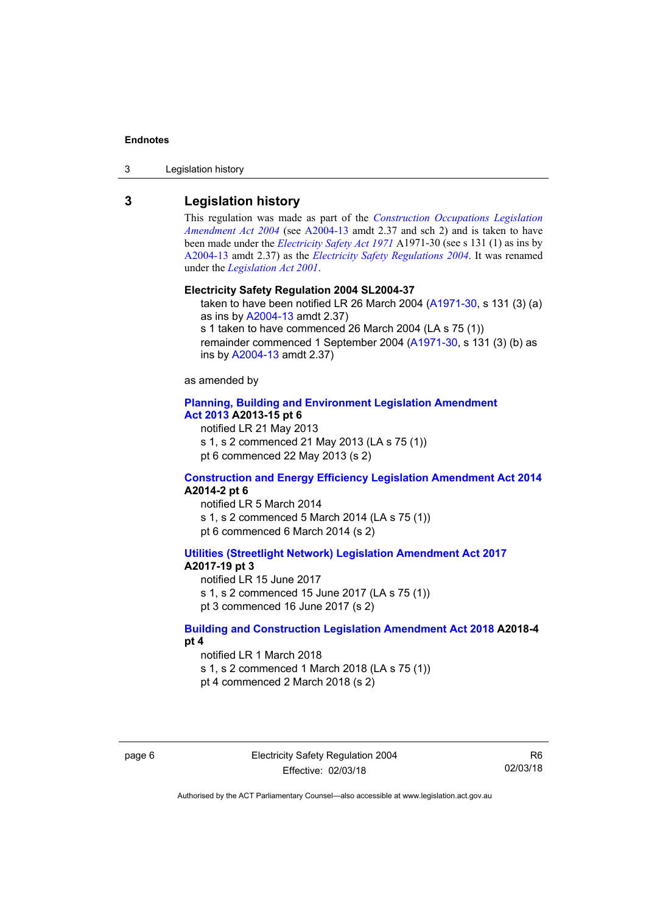## 3 Legislation history

This regulation was made as part of the *Construction Occupations Legislation Amendment Act 2004* (see A2004-13 amdt 2.37 and sch 2) and is taken to have been made under the *Electricity Safety Act 1971* A1971-30 (see s 131 (1) as ins by A2004-13 amdt 2.37) as the *Electricity Safety Regulations 2004*. It was renamed under the *Legislation Act 2001*.

**Electricity Safety Regulation 2004 SL2004-37**

taken to have been notified LR 26 March 2004 (A1971-30, s 131 (3) (a) as ins by A2004-13 amdt 2.37)
s 1 taken to have commenced 26 March 2004 (LA s 75 (1))
remainder commenced 1 September 2004 (A1971-30, s 131 (3) (b) as ins by A2004-13 amdt 2.37)

as amended by

**Planning, Building and Environment Legislation Amendment Act 2013 A2013-15 pt 6**

notified LR 21 May 2013
s 1, s 2 commenced 21 May 2013 (LA s 75 (1))
pt 6 commenced 22 May 2013 (s 2)

**Construction and Energy Efficiency Legislation Amendment Act 2014 A2014-2 pt 6**

notified LR 5 March 2014
s 1, s 2 commenced 5 March 2014 (LA s 75 (1))
pt 6 commenced 6 March 2014 (s 2)

**Utilities (Streetlight Network) Legislation Amendment Act 2017 A2017-19 pt 3**

notified LR 15 June 2017
s 1, s 2 commenced 15 June 2017 (LA s 75 (1))
pt 3 commenced 16 June 2017 (s 2)

**Building and Construction Legislation Amendment Act 2018 A2018-4 pt 4**

notified LR 1 March 2018
s 1, s 2 commenced 1 March 2018 (LA s 75 (1))
pt 4 commenced 2 March 2018 (s 2)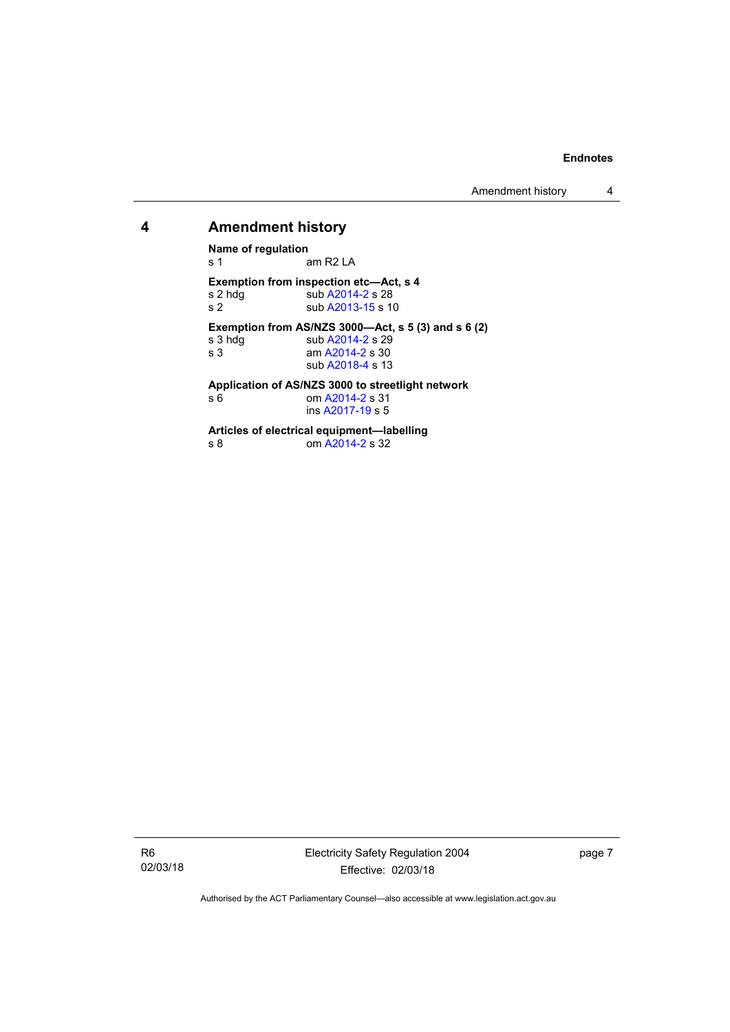## 4 Amendment history

**Name of regulation**
s 1 am R2 LA

**Exemption from inspection etc—Act, s 4**
s 2 hdg sub A2014-2 s 28
s 2 sub A2013-15 s 10

**Exemption from AS/NZS 3000—Act, s 5 (3) and s 6 (2)**
s 3 hdg sub A2014-2 s 29
s 3 am A2014-2 s 30
sub A2018-4 s 13

**Application of AS/NZS 3000 to streetlight network**
s 6 om A2014-2 s 31
ins A2017-19 s 5

**Articles of electrical equipment—labelling**
s 8 om A2014-2 s 32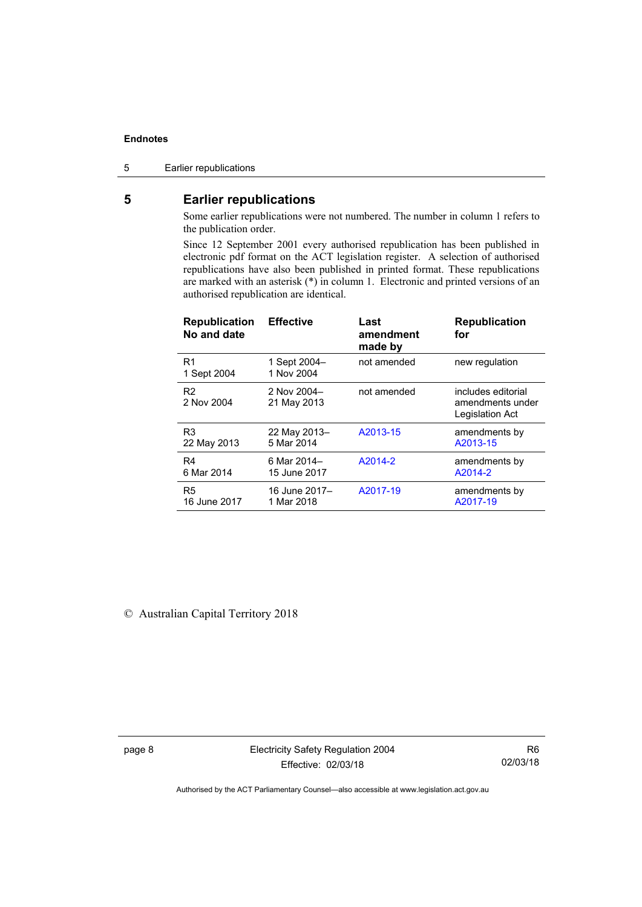## 5 Earlier republications

Some earlier republications were not numbered. The number in column 1 refers to the publication order.

Since 12 September 2001 every authorised republication has been published in electronic pdf format on the ACT legislation register. A selection of authorised republications have also been published in printed format. These republications are marked with an asterisk (*) in column 1. Electronic and printed versions of an authorised republication are identical.

| Republication No and date | Effective | Last amendment made by | Republication for |
|---|---|---|---|
| R1<br>1 Sept 2004 | 1 Sept 2004–<br>1 Nov 2004 | not amended | new regulation |
| R2<br>2 Nov 2004 | 2 Nov 2004–<br>21 May 2013 | not amended | includes editorial amendments under Legislation Act |
| R3<br>22 May 2013 | 22 May 2013–<br>5 Mar 2014 | A2013-15 | amendments by A2013-15 |
| R4<br>6 Mar 2014 | 6 Mar 2014–<br>15 June 2017 | A2014-2 | amendments by A2014-2 |
| R5<br>16 June 2017 | 16 June 2017–<br>1 Mar 2018 | A2017-19 | amendments by A2017-19 |

© Australian Capital Territory 2018